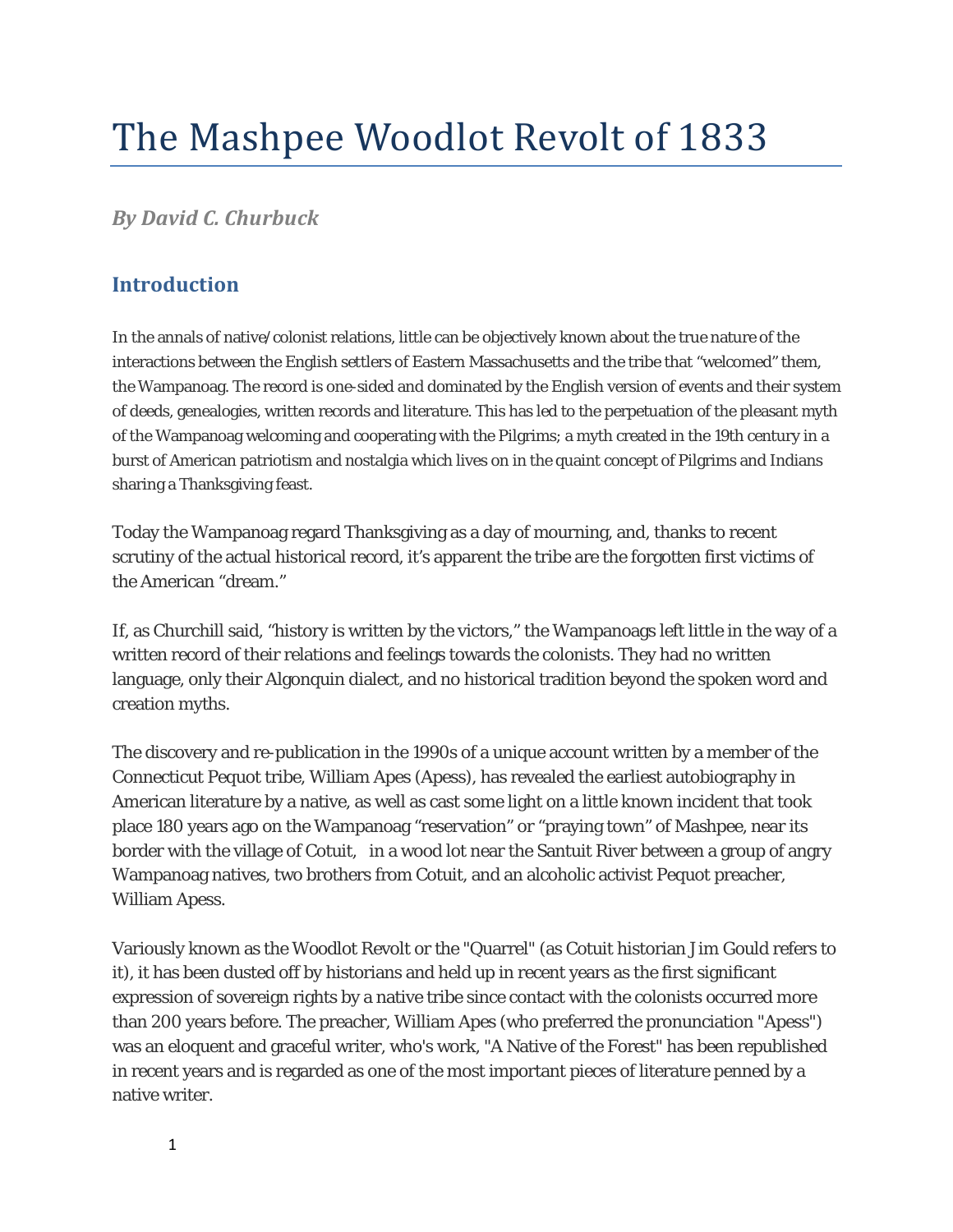# The Mashpee Woodlot Revolt of 1833

***By David C. Churbuck***

## Introduction

In the annals of native/colonist relations, little can be objectively known about the true nature of the interactions between the English settlers of Eastern Massachusetts and the tribe that "welcomed" them, the Wampanoag. The record is one-sided and dominated by the English version of events and their system of deeds, genealogies, written records and literature. This has led to the perpetuation of the pleasant myth of the Wampanoag welcoming and cooperating with the Pilgrims; a myth created in the 19th century in a burst of American patriotism and nostalgia which lives on in the quaint concept of Pilgrims and Indians sharing a Thanksgiving feast.

Today the Wampanoag regard Thanksgiving as a day of mourning, and, thanks to recent scrutiny of the actual historical record, it's apparent the tribe are the forgotten first victims of the American "dream."

If, as Churchill said, "history is written by the victors," the Wampanoags left little in the way of a written record of their relations and feelings towards the colonists. They had no written language, only their Algonquin dialect, and no historical tradition beyond the spoken word and creation myths.

The discovery and re-publication in the 1990s of a unique account written by a member of the Connecticut Pequot tribe, William Apes (Apess), has revealed the earliest autobiography in American literature by a native, as well as cast some light on a little known incident that took place 180 years ago on the Wampanoag "reservation" or "praying town" of Mashpee, near its border with the village of Cotuit, in a wood lot near the Santuit River between a group of angry Wampanoag natives, two brothers from Cotuit, and an alcoholic activist Pequot preacher, William Apess.

Variously known as the Woodlot Revolt or the "Quarrel" (as Cotuit historian Jim Gould refers to it), it has been dusted off by historians and held up in recent years as the first significant expression of sovereign rights by a native tribe since contact with the colonists occurred more than 200 years before. The preacher, William Apes (who preferred the pronunciation "Apess") was an eloquent and graceful writer, who's work, "A Native of the Forest" has been republished in recent years and is regarded as one of the most important pieces of literature penned by a native writer.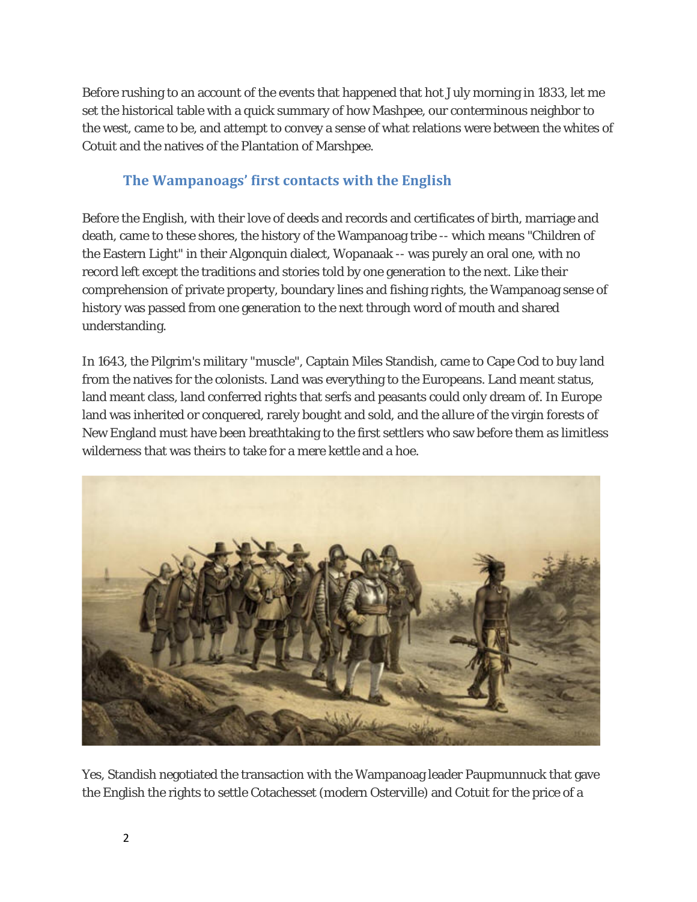Before rushing to an account of the events that happened that hot July morning in 1833, let me set the historical table with a quick summary of how Mashpee, our conterminous neighbor to the west, came to be, and attempt to convey a sense of what relations were between the whites of Cotuit and the natives of the Plantation of Marshpee.

## The Wampanoags' first contacts with the English

Before the English, with their love of deeds and records and certificates of birth, marriage and death, came to these shores, the history of the Wampanoag tribe -- which means "Children of the Eastern Light" in their Algonquin dialect, Wopanaak -- was purely an oral one, with no record left except the traditions and stories told by one generation to the next. Like their comprehension of private property, boundary lines and fishing rights, the Wampanoag sense of history was passed from one generation to the next through word of mouth and shared understanding.

In 1643, the Pilgrim's military "muscle", Captain Miles Standish, came to Cape Cod to buy land from the natives for the colonists. Land was everything to the Europeans. Land meant status, land meant class, land conferred rights that serfs and peasants could only dream of. In Europe land was inherited or conquered, rarely bought and sold, and the allure of the virgin forests of New England must have been breathtaking to the first settlers who saw before them as limitless wilderness that was theirs to take for a mere kettle and a hoe.

Yes, Standish negotiated the transaction with the Wampanoag leader Paupmunnuck that gave the English the rights to settle Cotachesset (modern Osterville) and Cotuit for the price of a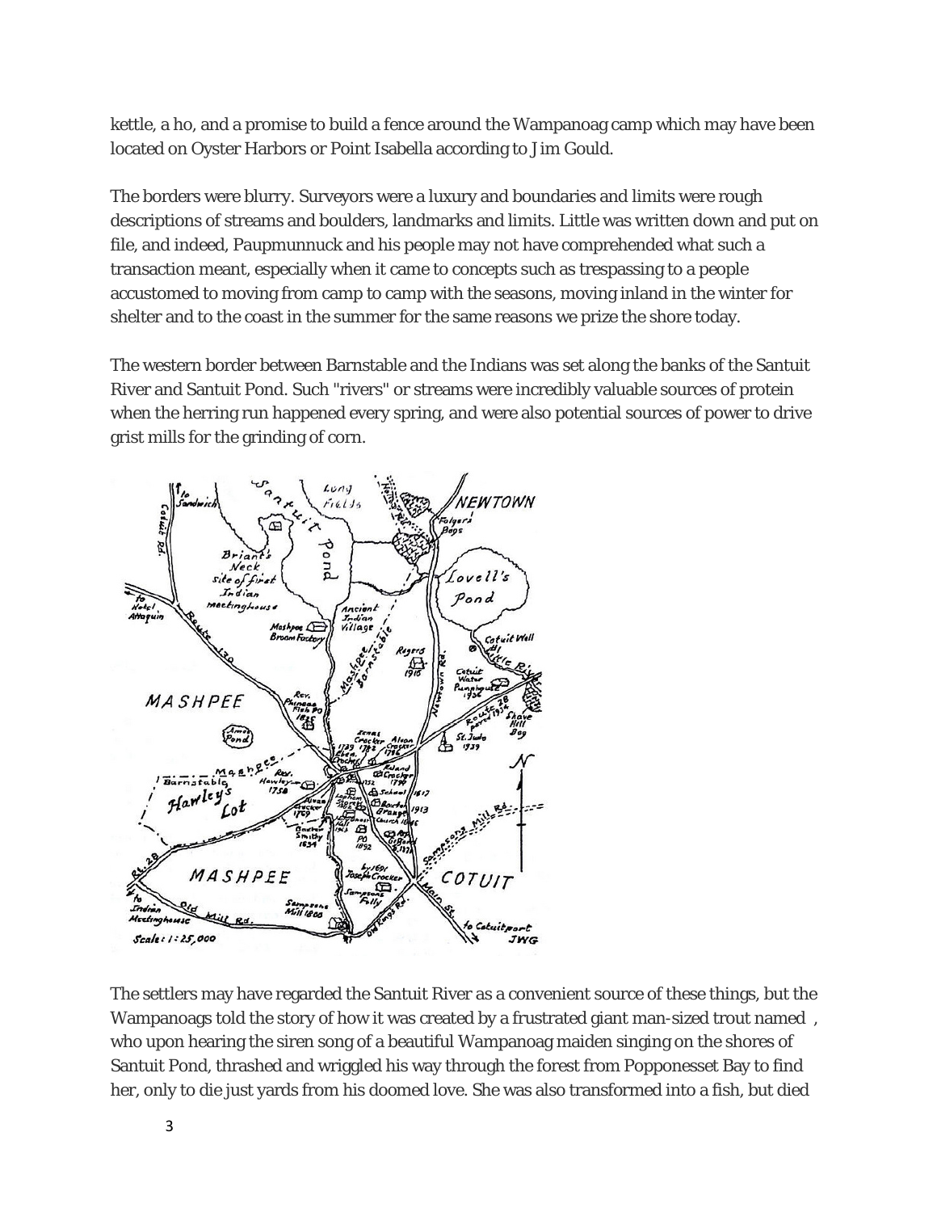kettle, a ho, and a promise to build a fence around the Wampanoag camp which may have been located on Oyster Harbors or Point Isabella according to Jim Gould.

The borders were blurry. Surveyors were a luxury and boundaries and limits were rough descriptions of streams and boulders, landmarks and limits. Little was written down and put on file, and indeed, Paupmunnuck and his people may not have comprehended what such a transaction meant, especially when it came to concepts such as trespassing to a people accustomed to moving from camp to camp with the seasons, moving inland in the winter for shelter and to the coast in the summer for the same reasons we prize the shore today.

The western border between Barnstable and the Indians was set along the banks of the Santuit River and Santuit Pond. Such "rivers" or streams were incredibly valuable sources of protein when the herring run happened every spring, and were also potential sources of power to drive grist mills for the grinding of corn.

The settlers may have regarded the Santuit River as a convenient source of these things, but the Wampanoags told the story of how it was created by a frustrated giant man-sized trout named , who upon hearing the siren song of a beautiful Wampanoag maiden singing on the shores of Santuit Pond, thrashed and wriggled his way through the forest from Popponesset Bay to find her, only to die just yards from his doomed love. She was also transformed into a fish, but died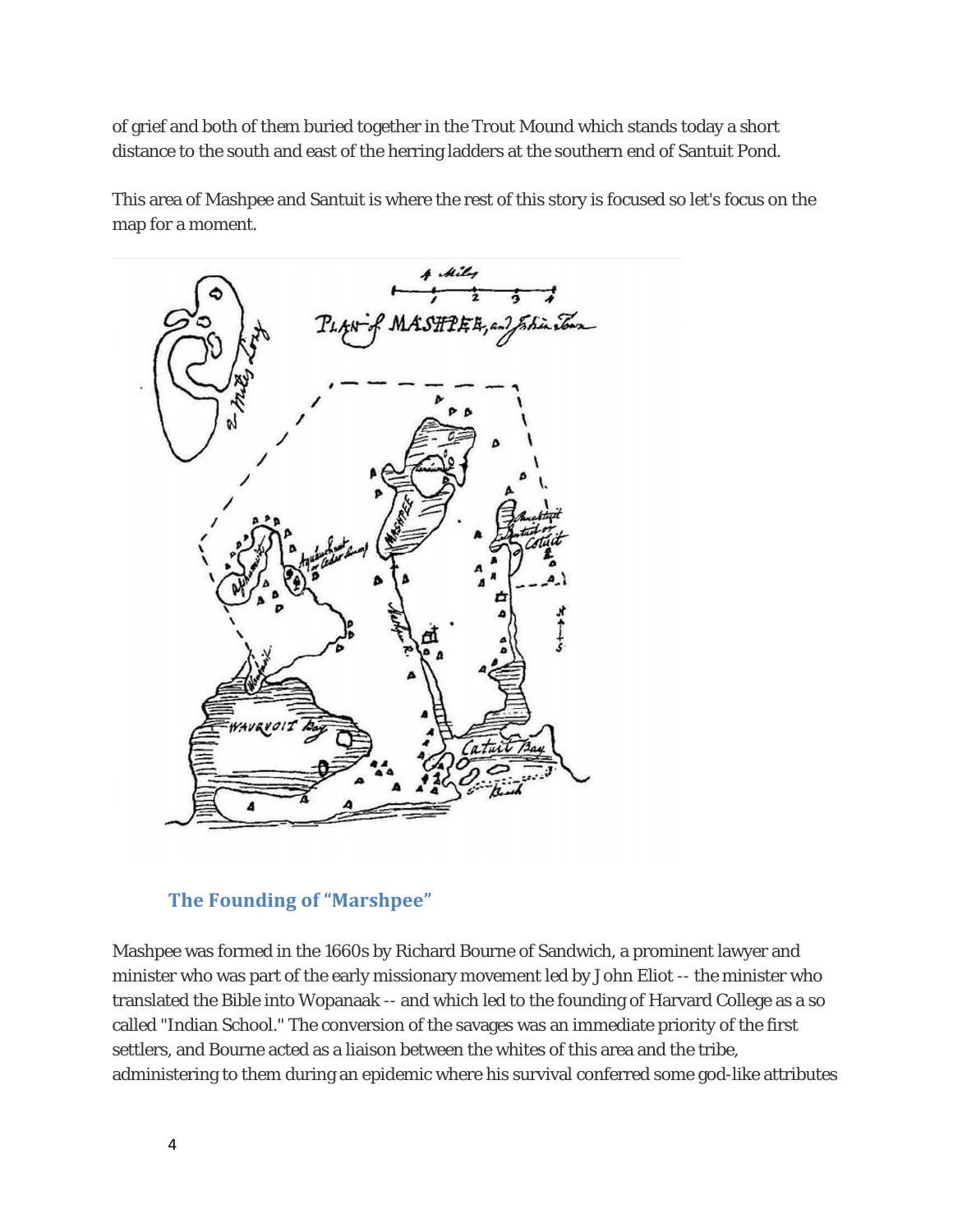of grief and both of them buried together in the Trout Mound which stands today a short distance to the south and east of the herring ladders at the southern end of Santuit Pond.

This area of Mashpee and Santuit is where the rest of this story is focused so let's focus on the map for a moment.

## The Founding of "Marshpee"

Mashpee was formed in the 1660s by Richard Bourne of Sandwich, a prominent lawyer and minister who was part of the early missionary movement led by John Eliot -- the minister who translated the Bible into Wopanaak -- and which led to the founding of Harvard College as a so called "Indian School." The conversion of the savages was an immediate priority of the first settlers, and Bourne acted as a liaison between the whites of this area and the tribe, administering to them during an epidemic where his survival conferred some god-like attributes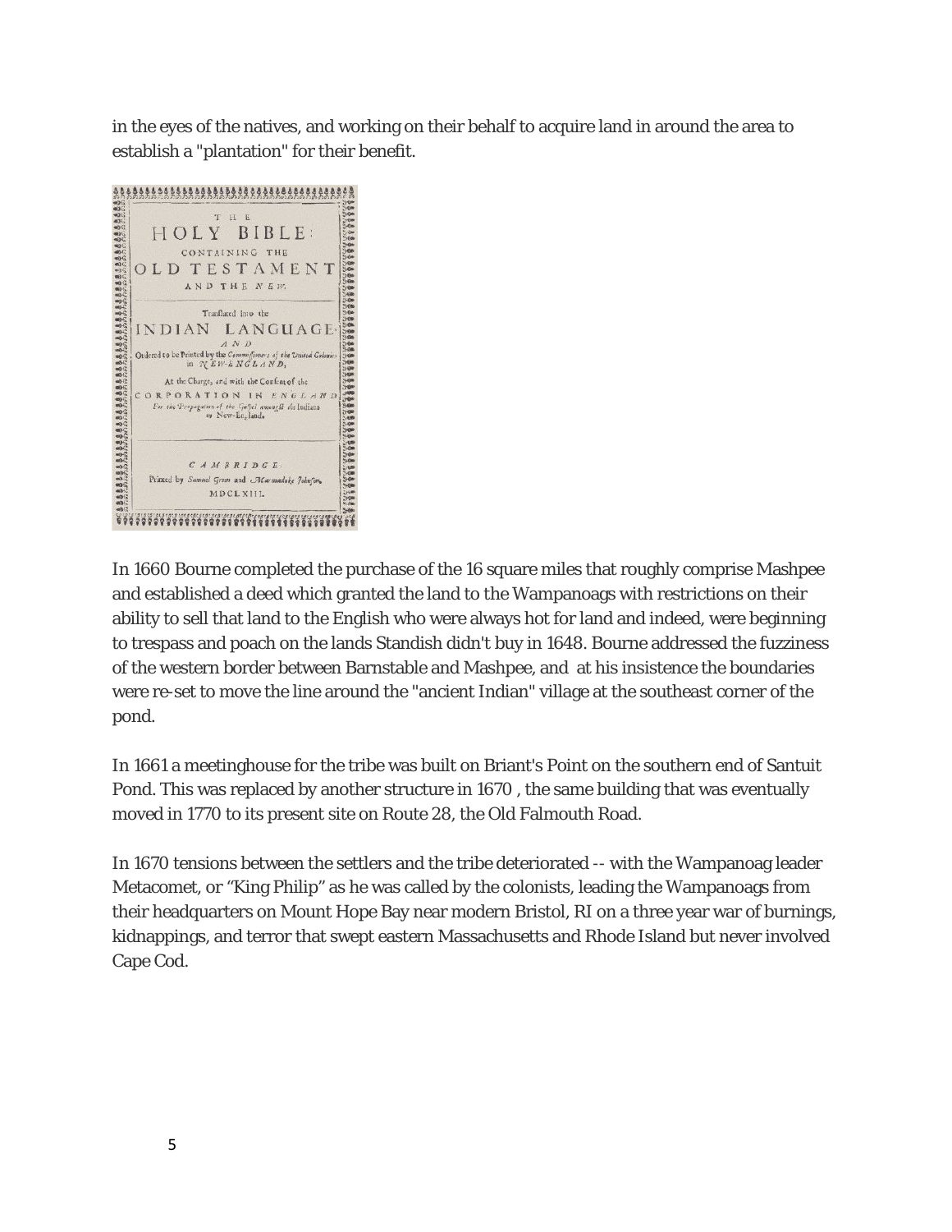in the eyes of the natives, and working on their behalf to acquire land in around the area to establish a "plantation" for their benefit.

In 1660 Bourne completed the purchase of the 16 square miles that roughly comprise Mashpee and established a deed which granted the land to the Wampanoags with restrictions on their ability to sell that land to the English who were always hot for land and indeed, were beginning to trespass and poach on the lands Standish didn't buy in 1648. Bourne addressed the fuzziness of the western border between Barnstable and Mashpee, and at his insistence the boundaries were re-set to move the line around the "ancient Indian" village at the southeast corner of the pond.

In 1661 a meetinghouse for the tribe was built on Briant's Point on the southern end of Santuit Pond. This was replaced by another structure in 1670 , the same building that was eventually moved in 1770 to its present site on Route 28, the Old Falmouth Road.

In 1670 tensions between the settlers and the tribe deteriorated -- with the Wampanoag leader Metacomet, or "King Philip" as he was called by the colonists, leading the Wampanoags from their headquarters on Mount Hope Bay near modern Bristol, RI on a three year war of burnings, kidnappings, and terror that swept eastern Massachusetts and Rhode Island but never involved Cape Cod.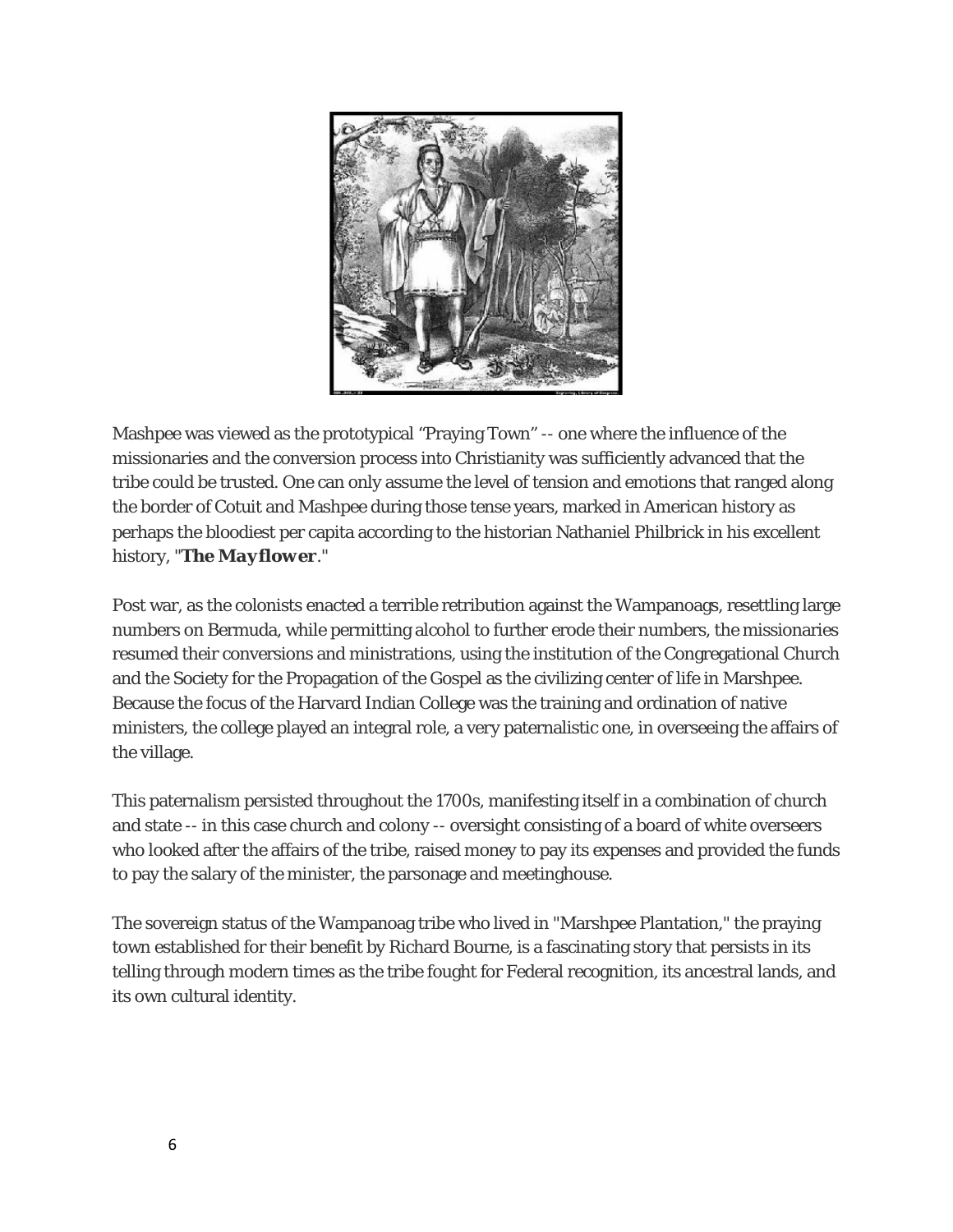Mashpee was viewed as the prototypical “Praying Town” -- one where the influence of the missionaries and the conversion process into Christianity was sufficiently advanced that the tribe could be trusted. One can only assume the level of tension and emotions that ranged along the border of Cotuit and Mashpee during those tense years, marked in American history as perhaps the bloodiest per capita according to the historian Nathaniel Philbrick in his excellent history, "**The Mayflower**."

Post war, as the colonists enacted a terrible retribution against the Wampanoags, resettling large numbers on Bermuda, while permitting alcohol to further erode their numbers, the missionaries resumed their conversions and ministrations, using the institution of the Congregational Church and the Society for the Propagation of the Gospel as the civilizing center of life in Marshpee. Because the focus of the Harvard Indian College was the training and ordination of native ministers, the college played an integral role, a very paternalistic one, in overseeing the affairs of the village.

This paternalism persisted throughout the 1700s, manifesting itself in a combination of church and state -- in this case church and colony -- oversight consisting of a board of white overseers who looked after the affairs of the tribe, raised money to pay its expenses and provided the funds to pay the salary of the minister, the parsonage and meetinghouse.

The sovereign status of the Wampanoag tribe who lived in "Marshpee Plantation," the praying town established for their benefit by Richard Bourne, is a fascinating story that persists in its telling through modern times as the tribe fought for Federal recognition, its ancestral lands, and its own cultural identity.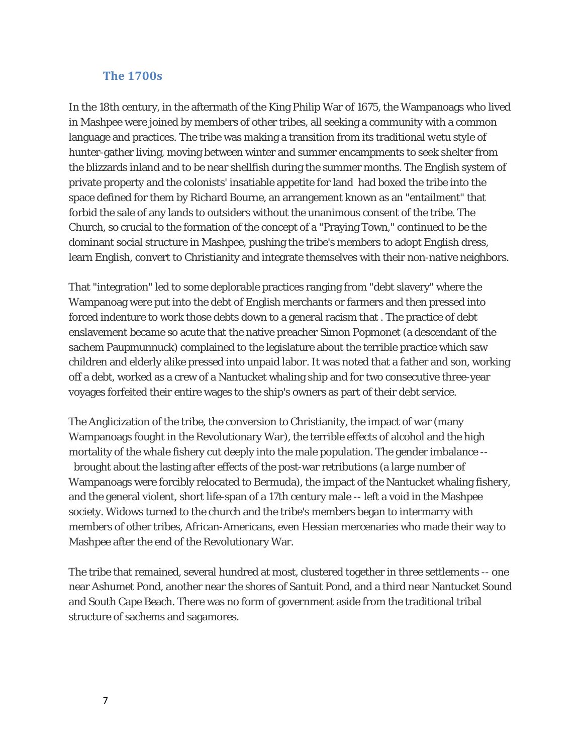## The 1700s

In the 18th century, in the aftermath of the King Philip War of 1675, the Wampanoags who lived in Mashpee were joined by members of other tribes, all seeking a community with a common language and practices. The tribe was making a transition from its traditional wetu style of hunter-gather living, moving between winter and summer encampments to seek shelter from the blizzards inland and to be near shellfish during the summer months. The English system of private property and the colonists' insatiable appetite for land had boxed the tribe into the space defined for them by Richard Bourne, an arrangement known as an "entailment" that forbid the sale of any lands to outsiders without the unanimous consent of the tribe. The Church, so crucial to the formation of the concept of a "Praying Town," continued to be the dominant social structure in Mashpee, pushing the tribe's members to adopt English dress, learn English, convert to Christianity and integrate themselves with their non-native neighbors.

That "integration" led to some deplorable practices ranging from "debt slavery" where the Wampanoag were put into the debt of English merchants or farmers and then pressed into forced indenture to work those debts down to a general racism that . The practice of debt enslavement became so acute that the native preacher Simon Popmonet (a descendant of the sachem Paupmunnuck) complained to the legislature about the terrible practice which saw children and elderly alike pressed into unpaid labor. It was noted that a father and son, working off a debt, worked as a crew of a Nantucket whaling ship and for two consecutive three-year voyages forfeited their entire wages to the ship's owners as part of their debt service.

The Anglicization of the tribe, the conversion to Christianity, the impact of war (many Wampanoags fought in the Revolutionary War), the terrible effects of alcohol and the high mortality of the whale fishery cut deeply into the male population. The gender imbalance -- brought about the lasting after effects of the post-war retributions (a large number of Wampanoags were forcibly relocated to Bermuda), the impact of the Nantucket whaling fishery, and the general violent, short life-span of a 17th century male -- left a void in the Mashpee society. Widows turned to the church and the tribe's members began to intermarry with members of other tribes, African-Americans, even Hessian mercenaries who made their way to Mashpee after the end of the Revolutionary War.

The tribe that remained, several hundred at most, clustered together in three settlements -- one near Ashumet Pond, another near the shores of Santuit Pond, and a third near Nantucket Sound and South Cape Beach. There was no form of government aside from the traditional tribal structure of sachems and sagamores.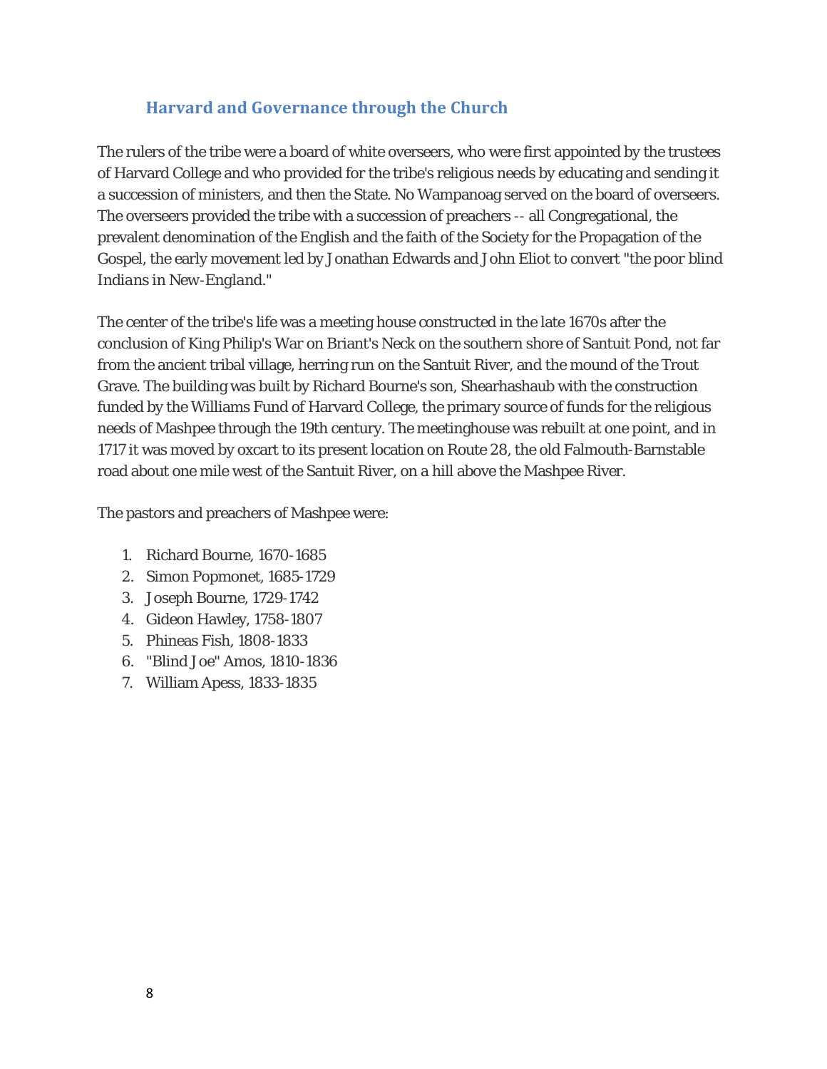## Harvard and Governance through the Church

The rulers of the tribe were a board of white overseers, who were first appointed by the trustees of Harvard College and who provided for the tribe's religious needs by educating and sending it a succession of ministers, and then the State. No Wampanoag served on the board of overseers. The overseers provided the tribe with a succession of preachers -- all Congregational, the prevalent denomination of the English and the faith of the Society for the Propagation of the Gospel, the early movement led by Jonathan Edwards and John Eliot to convert "the poor blind *Indians in New-England*."

The center of the tribe's life was a meeting house constructed in the late 1670s after the conclusion of King Philip's War on Briant's Neck on the southern shore of Santuit Pond, not far from the ancient tribal village, herring run on the Santuit River, and the mound of the Trout Grave. The building was built by Richard Bourne's son, Shearhashaub with the construction funded by the Williams Fund of Harvard College, the primary source of funds for the religious needs of Mashpee through the 19th century. The meetinghouse was rebuilt at one point, and in 1717 it was moved by oxcart to its present location on Route 28, the old Falmouth-Barnstable road about one mile west of the Santuit River, on a hill above the Mashpee River.

The pastors and preachers of Mashpee were:

1. Richard Bourne, 1670-1685
2. Simon Popmonet, 1685-1729
3. Joseph Bourne, 1729-1742
4. Gideon Hawley, 1758-1807
5. Phineas Fish, 1808-1833
6. "Blind Joe" Amos, 1810-1836
7. William Apess, 1833-1835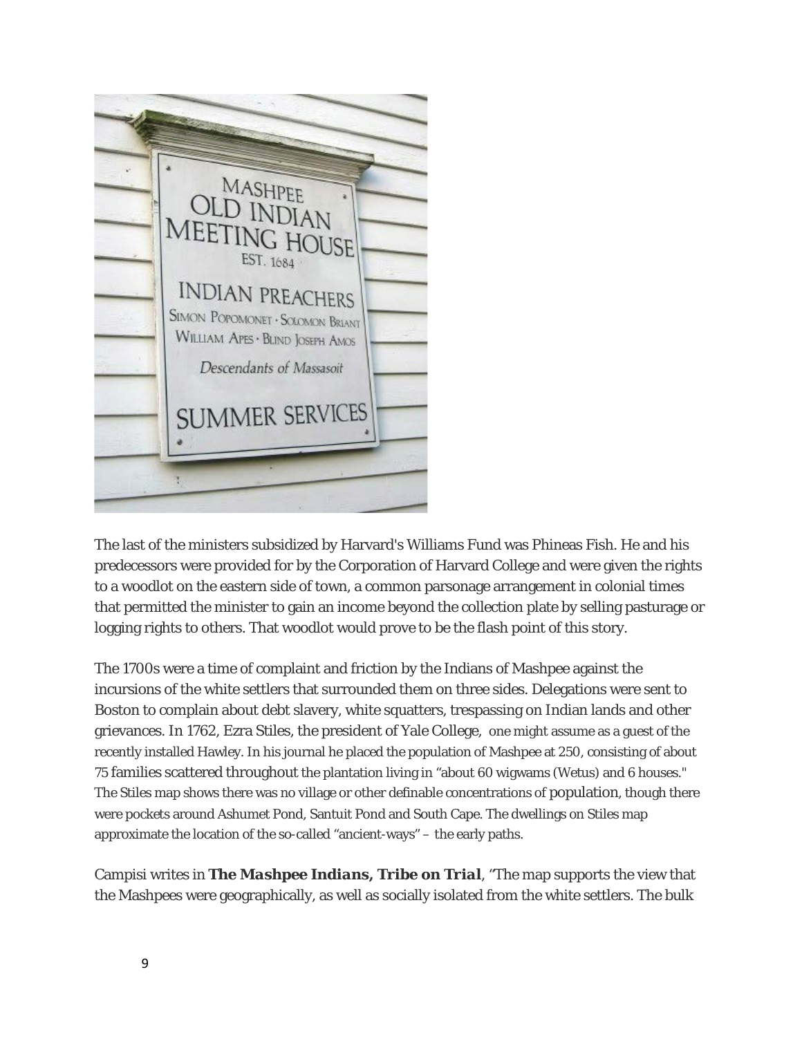The last of the ministers subsidized by Harvard's Williams Fund was Phineas Fish. He and his predecessors were provided for by the Corporation of Harvard College and were given the rights to a woodlot on the eastern side of town, a common parsonage arrangement in colonial times that permitted the minister to gain an income beyond the collection plate by selling pasturage or logging rights to others. That woodlot would prove to be the flash point of this story.

The 1700s were a time of complaint and friction by the Indians of Mashpee against the incursions of the white settlers that surrounded them on three sides. Delegations were sent to Boston to complain about debt slavery, white squatters, trespassing on Indian lands and other grievances. In 1762, Ezra Stiles, the president of Yale College, one might assume as a guest of the recently installed Hawley. In his journal he placed the population of Mashpee at 250, consisting of about 75 families scattered throughout the plantation living in "about 60 wigwams (Wetus) and 6 houses." The Stiles map shows there was no village or other definable concentrations of population, though there were pockets around Ashumet Pond, Santuit Pond and South Cape. The dwellings on Stiles map approximate the location of the so-called "ancient-ways" – the early paths.

Campisi writes in ***The Mashpee Indians, Tribe on Trial***, "The map supports the view that the Mashpees were geographically, as well as socially isolated from the white settlers. The bulk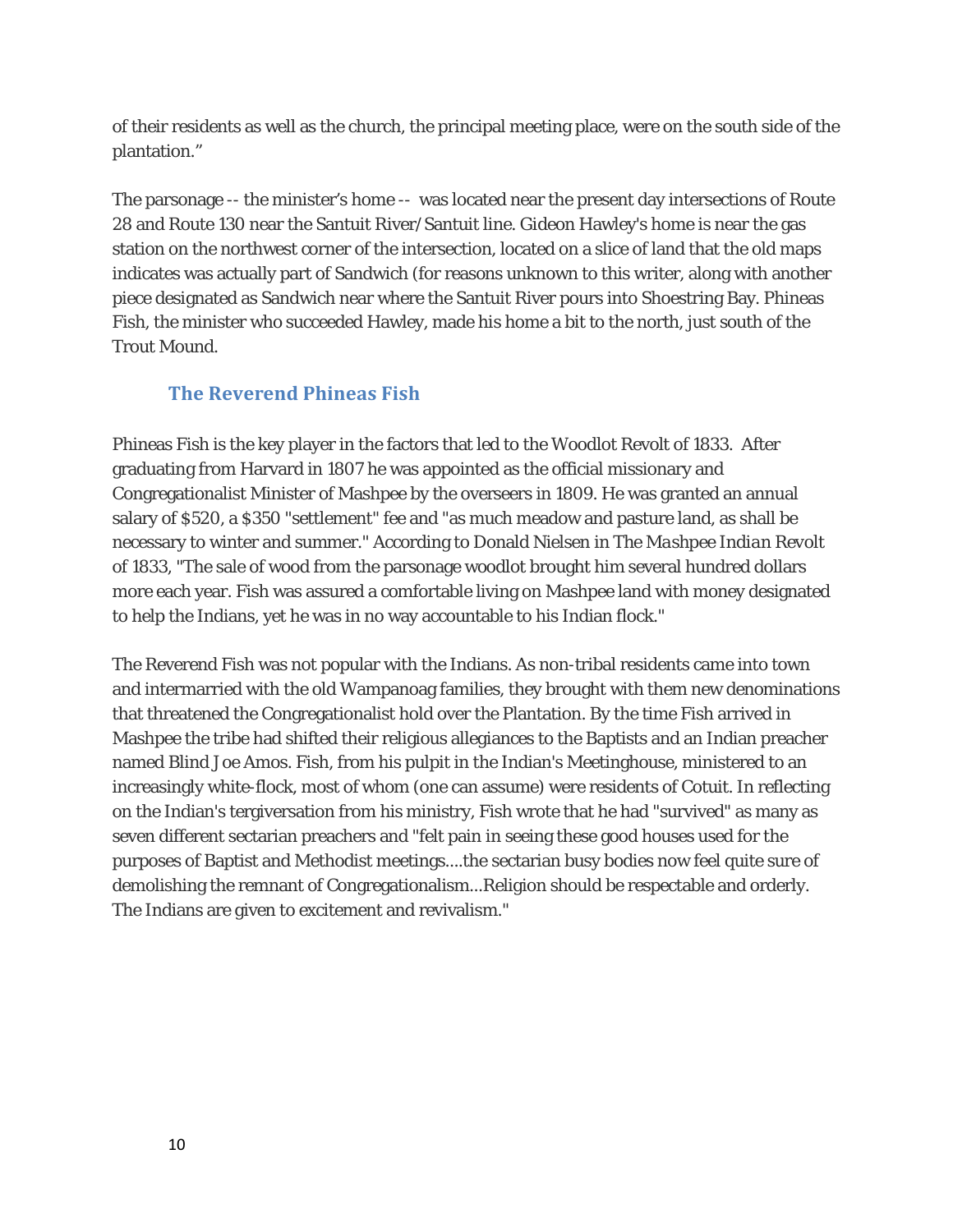of their residents as well as the church, the principal meeting place, were on the south side of the plantation."

The parsonage -- the minister's home -- was located near the present day intersections of Route 28 and Route 130 near the Santuit River/Santuit line. Gideon Hawley's home is near the gas station on the northwest corner of the intersection, located on a slice of land that the old maps indicates was actually part of Sandwich (for reasons unknown to this writer, along with another piece designated as Sandwich near where the Santuit River pours into Shoestring Bay. Phineas Fish, the minister who succeeded Hawley, made his home a bit to the north, just south of the Trout Mound.

## The Reverend Phineas Fish

Phineas Fish is the key player in the factors that led to the Woodlot Revolt of 1833. After graduating from Harvard in 1807 he was appointed as the official missionary and Congregationalist Minister of Mashpee by the overseers in 1809. He was granted an annual salary of $520, a $350 "settlement" fee and "as much meadow and pasture land, as shall be necessary to winter and summer." According to Donald Nielsen in *The Mashpee Indian Revolt of 1833*, "The sale of wood from the parsonage woodlot brought him several hundred dollars more each year. Fish was assured a comfortable living on Mashpee land with money designated to help the Indians, yet he was in no way accountable to his Indian flock."

The Reverend Fish was not popular with the Indians. As non-tribal residents came into town and intermarried with the old Wampanoag families, they brought with them new denominations that threatened the Congregationalist hold over the Plantation. By the time Fish arrived in Mashpee the tribe had shifted their religious allegiances to the Baptists and an Indian preacher named Blind Joe Amos. Fish, from his pulpit in the Indian's Meetinghouse, ministered to an increasingly white-flock, most of whom (one can assume) were residents of Cotuit. In reflecting on the Indian's tergiversation from his ministry, Fish wrote that he had "survived" as many as seven different sectarian preachers and "felt pain in seeing these good houses used for the purposes of Baptist and Methodist meetings....the sectarian busy bodies now feel quite sure of demolishing the remnant of Congregationalism...Religion should be respectable and orderly. The Indians are given to excitement and revivalism."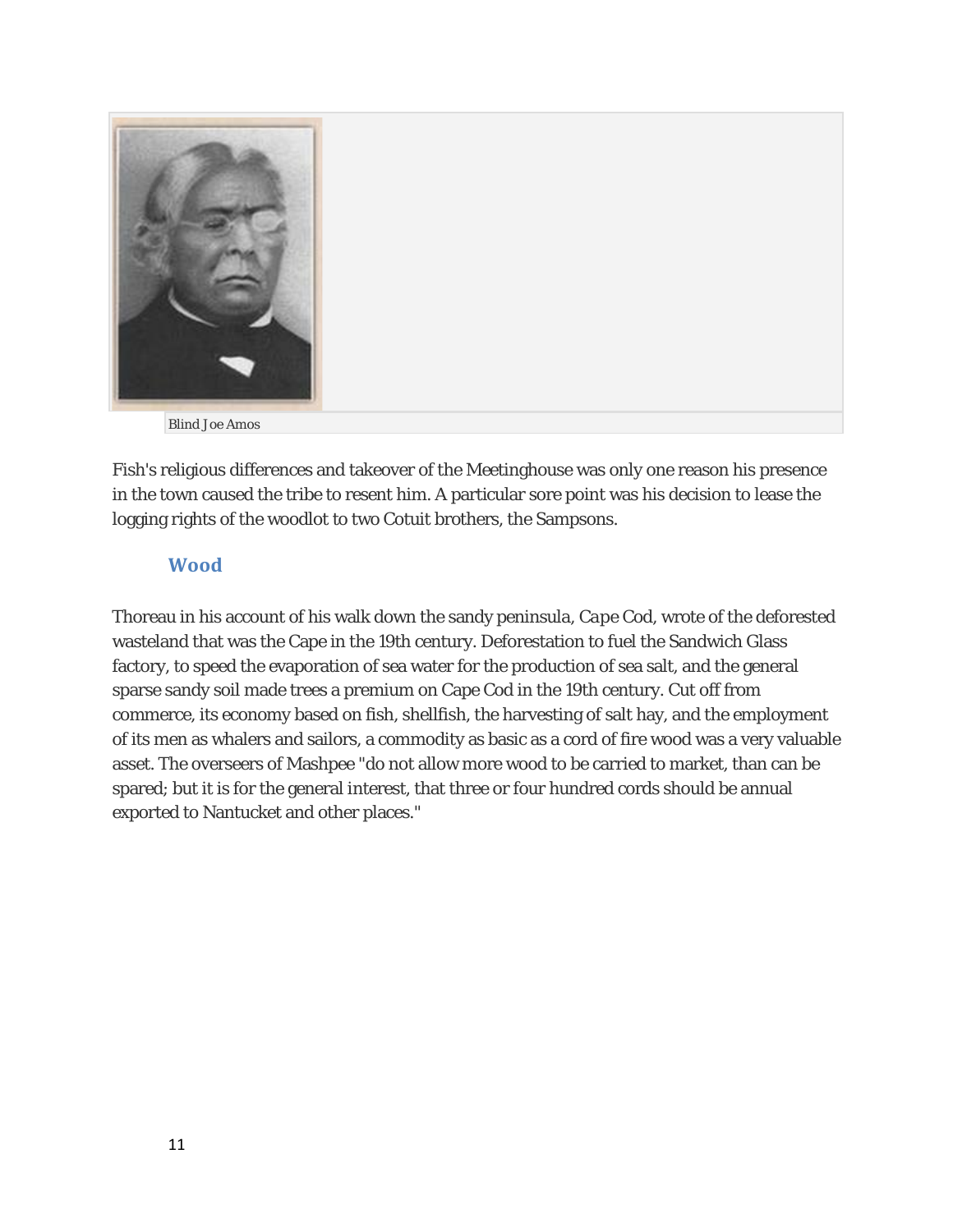Blind Joe Amos

Fish's religious differences and takeover of the Meetinghouse was only one reason his presence in the town caused the tribe to resent him. A particular sore point was his decision to lease the logging rights of the woodlot to two Cotuit brothers, the Sampsons.

## Wood

Thoreau in his account of his walk down the sandy peninsula, *Cape Cod*, wrote of the deforested wasteland that was the Cape in the 19th century. Deforestation to fuel the Sandwich Glass factory, to speed the evaporation of sea water for the production of sea salt, and the general sparse sandy soil made trees a premium on Cape Cod in the 19th century. Cut off from commerce, its economy based on fish, shellfish, the harvesting of salt hay, and the employment of its men as whalers and sailors, a commodity as basic as a cord of fire wood was a very valuable asset. The overseers of Mashpee "do not allow more wood to be carried to market, than can be spared; but it is for the general interest, that three or four hundred cords should be annual exported to Nantucket and other places."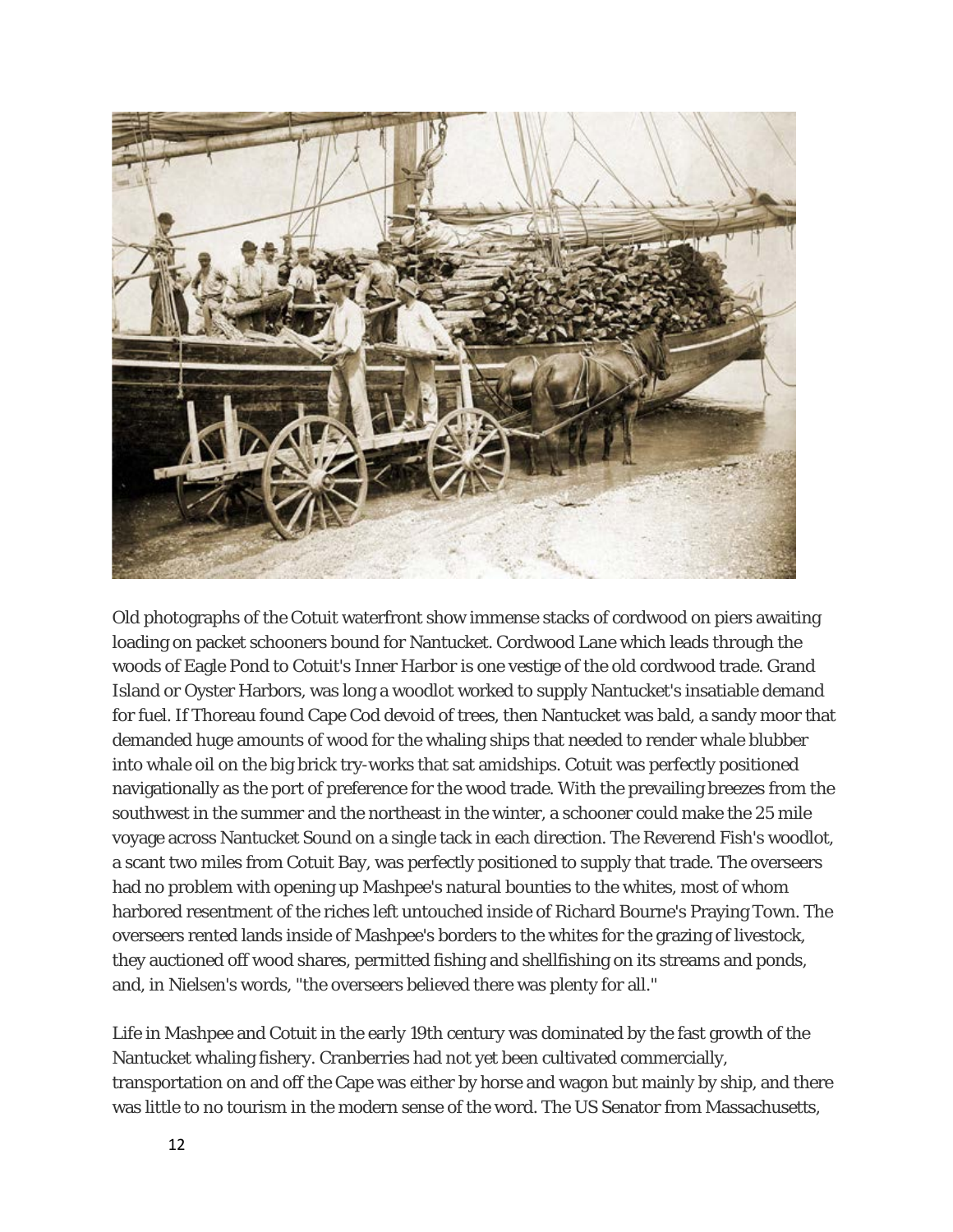Old photographs of the Cotuit waterfront show immense stacks of cordwood on piers awaiting loading on packet schooners bound for Nantucket. Cordwood Lane which leads through the woods of Eagle Pond to Cotuit's Inner Harbor is one vestige of the old cordwood trade. Grand Island or Oyster Harbors, was long a woodlot worked to supply Nantucket's insatiable demand for fuel. If Thoreau found Cape Cod devoid of trees, then Nantucket was bald, a sandy moor that demanded huge amounts of wood for the whaling ships that needed to render whale blubber into whale oil on the big brick try-works that sat amidships. Cotuit was perfectly positioned navigationally as the port of preference for the wood trade. With the prevailing breezes from the southwest in the summer and the northeast in the winter, a schooner could make the 25 mile voyage across Nantucket Sound on a single tack in each direction. The Reverend Fish's woodlot, a scant two miles from Cotuit Bay, was perfectly positioned to supply that trade. The overseers had no problem with opening up Mashpee's natural bounties to the whites, most of whom harbored resentment of the riches left untouched inside of Richard Bourne's Praying Town. The overseers rented lands inside of Mashpee's borders to the whites for the grazing of livestock, they auctioned off wood shares, permitted fishing and shellfishing on its streams and ponds, and, in Nielsen's words, "the overseers believed there was plenty for all."

Life in Mashpee and Cotuit in the early 19th century was dominated by the fast growth of the Nantucket whaling fishery. Cranberries had not yet been cultivated commercially, transportation on and off the Cape was either by horse and wagon but mainly by ship, and there was little to no tourism in the modern sense of the word. The US Senator from Massachusetts,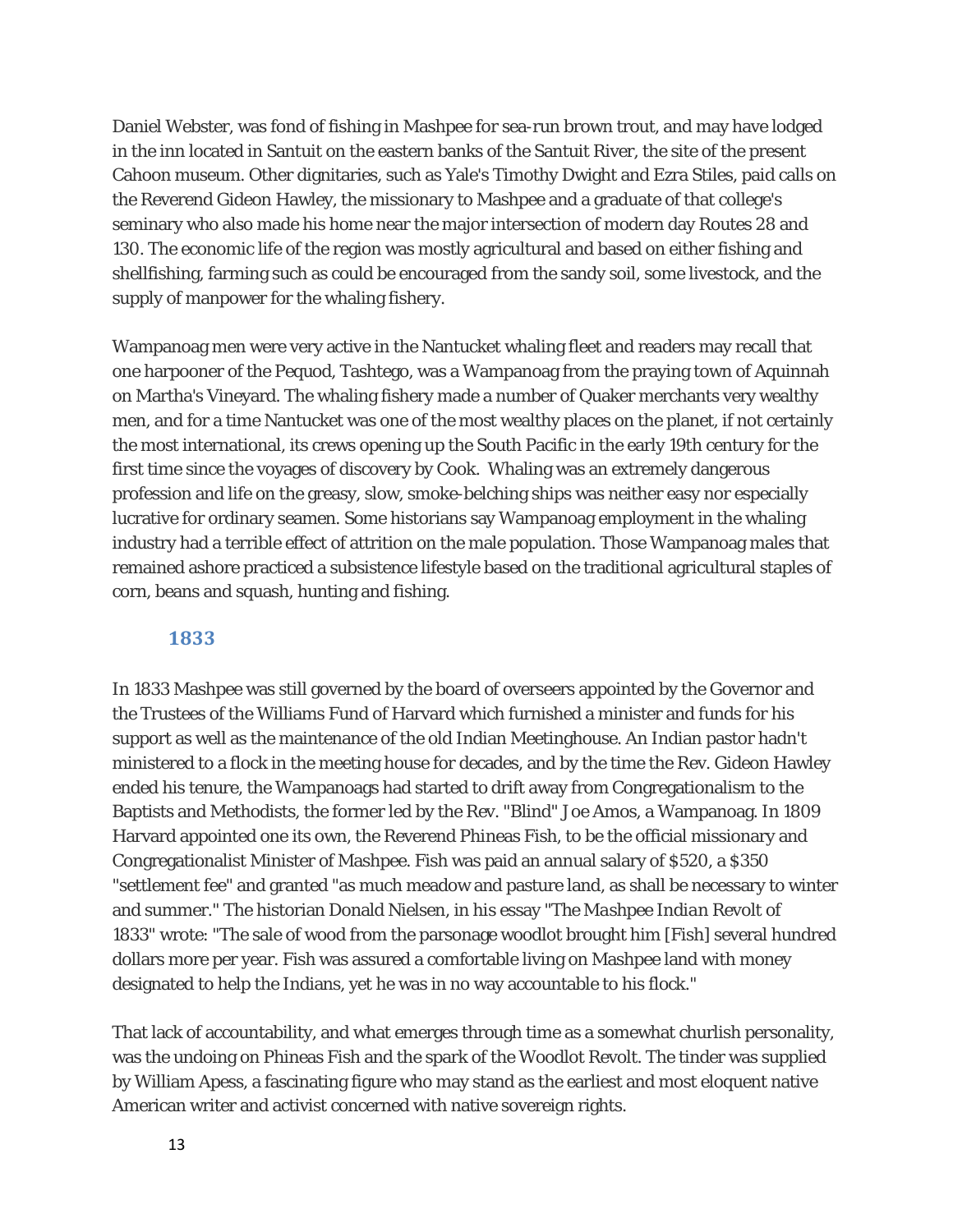Daniel Webster, was fond of fishing in Mashpee for sea-run brown trout, and may have lodged in the inn located in Santuit on the eastern banks of the Santuit River, the site of the present Cahoon museum. Other dignitaries, such as Yale's Timothy Dwight and Ezra Stiles, paid calls on the Reverend Gideon Hawley, the missionary to Mashpee and a graduate of that college's seminary who also made his home near the major intersection of modern day Routes 28 and 130. The economic life of the region was mostly agricultural and based on either fishing and shellfishing, farming such as could be encouraged from the sandy soil, some livestock, and the supply of manpower for the whaling fishery.

Wampanoag men were very active in the Nantucket whaling fleet and readers may recall that one harpooner of the Pequod, Tashtego, was a Wampanoag from the praying town of Aquinnah on Martha's Vineyard. The whaling fishery made a number of Quaker merchants very wealthy men, and for a time Nantucket was one of the most wealthy places on the planet, if not certainly the most international, its crews opening up the South Pacific in the early 19th century for the first time since the voyages of discovery by Cook. Whaling was an extremely dangerous profession and life on the greasy, slow, smoke-belching ships was neither easy nor especially lucrative for ordinary seamen. Some historians say Wampanoag employment in the whaling industry had a terrible effect of attrition on the male population. Those Wampanoag males that remained ashore practiced a subsistence lifestyle based on the traditional agricultural staples of corn, beans and squash, hunting and fishing.

## 1833

In 1833 Mashpee was still governed by the board of overseers appointed by the Governor and the Trustees of the Williams Fund of Harvard which furnished a minister and funds for his support as well as the maintenance of the old Indian Meetinghouse. An Indian pastor hadn't ministered to a flock in the meeting house for decades, and by the time the Rev. Gideon Hawley ended his tenure, the Wampanoags had started to drift away from Congregationalism to the Baptists and Methodists, the former led by the Rev. "Blind" Joe Amos, a Wampanoag. In 1809 Harvard appointed one its own, the Reverend Phineas Fish, to be the official missionary and Congregationalist Minister of Mashpee. Fish was paid an annual salary of $520, a $350 "settlement fee" and granted "as much meadow and pasture land, as shall be necessary to winter and summer." The historian Donald Nielsen, in his essay "*The Mashpee Indian Revolt of 1833*" wrote: "The sale of wood from the parsonage woodlot brought him [Fish] several hundred dollars more per year. Fish was assured a comfortable living on Mashpee land with money designated to help the Indians, yet he was in no way accountable to his flock."

That lack of accountability, and what emerges through time as a somewhat churlish personality, was the undoing on Phineas Fish and the spark of the Woodlot Revolt. The tinder was supplied by William Apess, a fascinating figure who may stand as the earliest and most eloquent native American writer and activist concerned with native sovereign rights.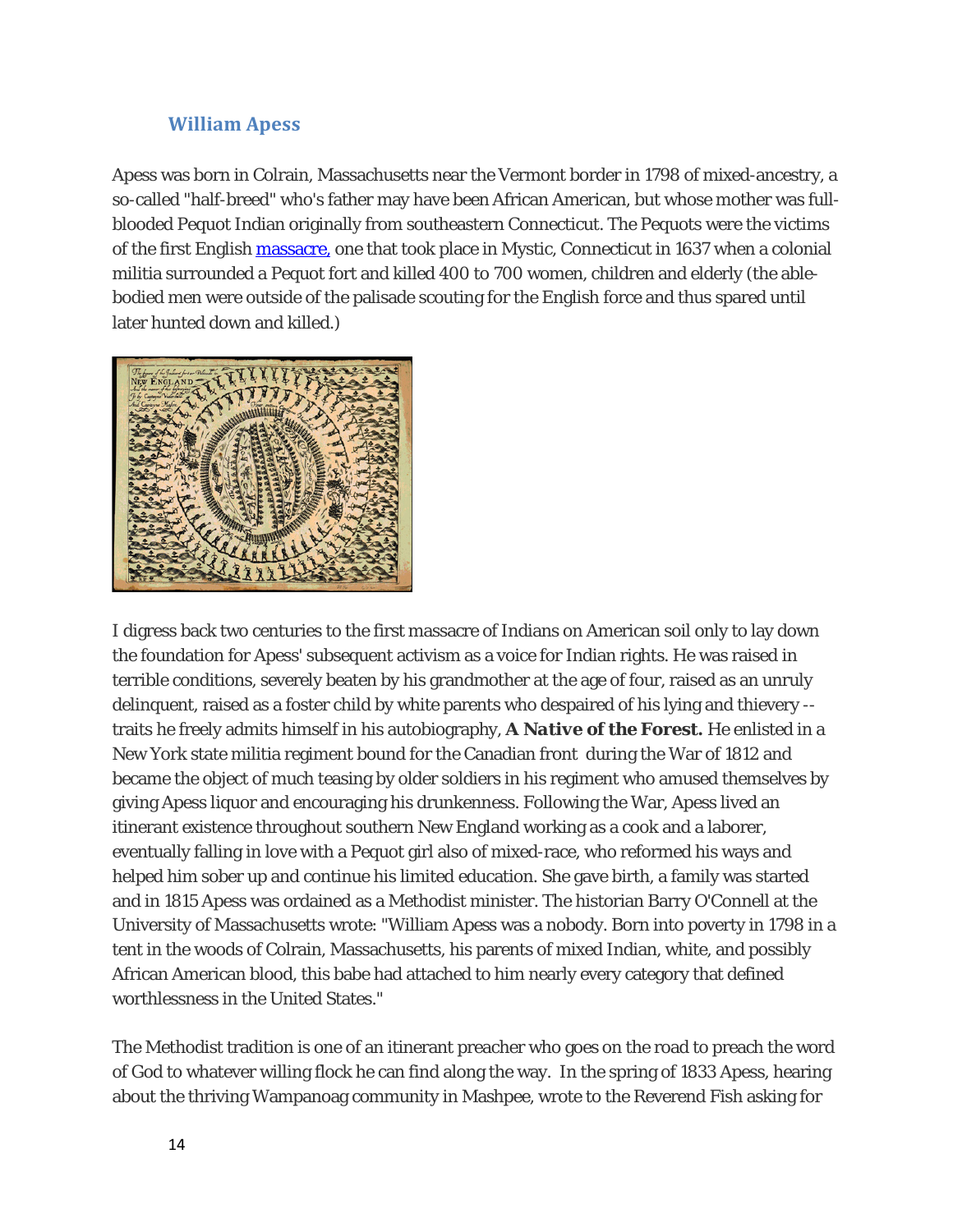## William Apess

Apess was born in Colrain, Massachusetts near the Vermont border in 1798 of mixed-ancestry, a so-called "half-breed" who's father may have been African American, but whose mother was full-blooded Pequot Indian originally from southeastern Connecticut. The Pequots were the victims of the first English massacre, one that took place in Mystic, Connecticut in 1637 when a colonial militia surrounded a Pequot fort and killed 400 to 700 women, children and elderly (the able-bodied men were outside of the palisade scouting for the English force and thus spared until later hunted down and killed.)

I digress back two centuries to the first massacre of Indians on American soil only to lay down the foundation for Apess' subsequent activism as a voice for Indian rights. He was raised in terrible conditions, severely beaten by his grandmother at the age of four, raised as an unruly delinquent, raised as a foster child by white parents who despaired of his lying and thievery -- traits he freely admits himself in his autobiography, **A Native of the Forest.** He enlisted in a New York state militia regiment bound for the Canadian front during the War of 1812 and became the object of much teasing by older soldiers in his regiment who amused themselves by giving Apess liquor and encouraging his drunkenness. Following the War, Apess lived an itinerant existence throughout southern New England working as a cook and a laborer, eventually falling in love with a Pequot girl also of mixed-race, who reformed his ways and helped him sober up and continue his limited education. She gave birth, a family was started and in 1815 Apess was ordained as a Methodist minister. The historian Barry O'Connell at the University of Massachusetts wrote: "William Apess was a nobody. Born into poverty in 1798 in a tent in the woods of Colrain, Massachusetts, his parents of mixed Indian, white, and possibly African American blood, this babe had attached to him nearly every category that defined worthlessness in the United States."

The Methodist tradition is one of an itinerant preacher who goes on the road to preach the word of God to whatever willing flock he can find along the way. In the spring of 1833 Apess, hearing about the thriving Wampanoag community in Mashpee, wrote to the Reverend Fish asking for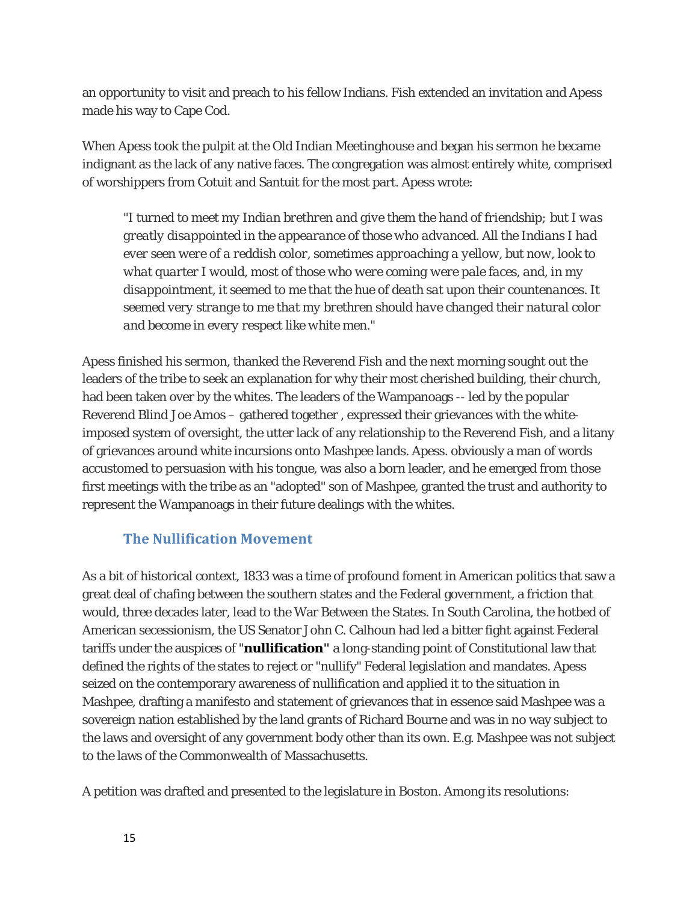an opportunity to visit and preach to his fellow Indians. Fish extended an invitation and Apess made his way to Cape Cod.

When Apess took the pulpit at the Old Indian Meetinghouse and began his sermon he became indignant as the lack of any native faces. The congregation was almost entirely white, comprised of worshippers from Cotuit and Santuit for the most part. Apess wrote:

> *"I turned to meet my Indian brethren and give them the hand of friendship; but I was greatly disappointed in the appearance of those who advanced. All the Indians I had ever seen were of a reddish color, sometimes approaching a yellow, but now, look to what quarter I would, most of those who were coming were pale faces, and, in my disappointment, it seemed to me that the hue of death sat upon their countenances. It seemed very strange to me that my brethren should have changed their natural color and become in every respect like white men."*

Apess finished his sermon, thanked the Reverend Fish and the next morning sought out the leaders of the tribe to seek an explanation for why their most cherished building, their church, had been taken over by the whites. The leaders of the Wampanoags -- led by the popular Reverend Blind Joe Amos – gathered together , expressed their grievances with the white-imposed system of oversight, the utter lack of any relationship to the Reverend Fish, and a litany of grievances around white incursions onto Mashpee lands. Apess. obviously a man of words accustomed to persuasion with his tongue, was also a born leader, and he emerged from those first meetings with the tribe as an "adopted" son of Mashpee, granted the trust and authority to represent the Wampanoags in their future dealings with the whites.

### The Nullification Movement

As a bit of historical context, 1833 was a time of profound foment in American politics that saw a great deal of chafing between the southern states and the Federal government, a friction that would, three decades later, lead to the War Between the States. In South Carolina, the hotbed of American secessionism, the US Senator John C. Calhoun had led a bitter fight against Federal tariffs under the auspices of "**nullification"** a long-standing point of Constitutional law that defined the rights of the states to reject or "nullify" Federal legislation and mandates. Apess seized on the contemporary awareness of nullification and applied it to the situation in Mashpee, drafting a manifesto and statement of grievances that in essence said Mashpee was a sovereign nation established by the land grants of Richard Bourne and was in no way subject to the laws and oversight of any government body other than its own. E.g. Mashpee was not subject to the laws of the Commonwealth of Massachusetts.

A petition was drafted and presented to the legislature in Boston. Among its resolutions: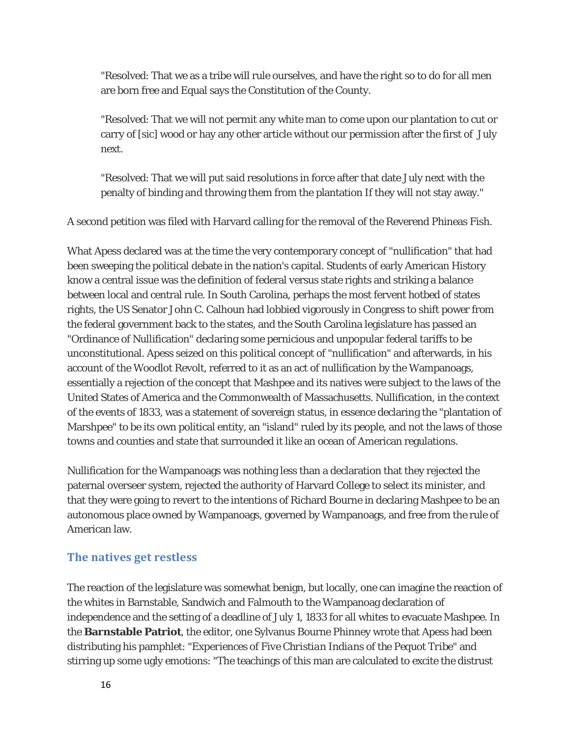"Resolved: That we as a tribe will rule ourselves, and have the right so to do for all men are born free and Equal says the Constitution of the County.

"Resolved: That we will not permit any white man to come upon our plantation to cut or carry of [sic] wood or hay any other article without our permission after the first of July next.

"Resolved: That we will put said resolutions in force after that date July next with the penalty of binding and throwing them from the plantation If they will not stay away."

A second petition was filed with Harvard calling for the removal of the Reverend Phineas Fish.

What Apess declared was at the time the very contemporary concept of "nullification" that had been sweeping the political debate in the nation's capital. Students of early American History know a central issue was the definition of federal versus state rights and striking a balance between local and central rule. In South Carolina, perhaps the most fervent hotbed of states rights, the US Senator John C. Calhoun had lobbied vigorously in Congress to shift power from the federal government back to the states, and the South Carolina legislature has passed an "Ordinance of Nullification" declaring some pernicious and unpopular federal tariffs to be unconstitutional. Apess seized on this political concept of "nullification" and afterwards, in his account of the Woodlot Revolt, referred to it as an act of nullification by the Wampanoags, essentially a rejection of the concept that Mashpee and its natives were subject to the laws of the United States of America and the Commonwealth of Massachusetts. Nullification, in the context of the events of 1833, was a statement of sovereign status, in essence declaring the "plantation of Marshpee" to be its own political entity, an "island" ruled by its people, and not the laws of those towns and counties and state that surrounded it like an ocean of American regulations.

Nullification for the Wampanoags was nothing less than a declaration that they rejected the paternal overseer system, rejected the authority of Harvard College to select its minister, and that they were going to revert to the intentions of Richard Bourne in declaring Mashpee to be an autonomous place owned by Wampanoags, governed by Wampanoags, and free from the rule of American law.

## The natives get restless

The reaction of the legislature was somewhat benign, but locally, one can imagine the reaction of the whites in Barnstable, Sandwich and Falmouth to the Wampanoag declaration of independence and the setting of a deadline of July 1, 1833 for all whites to evacuate Mashpee. In the **Barnstable Patriot**, the editor, one Sylvanus Bourne Phinney wrote that Apess had been distributing his pamphlet: "*Experiences of Five Christian Indians of the Pequot Tribe*" and stirring up some ugly emotions: "The teachings of this man are calculated to excite the distrust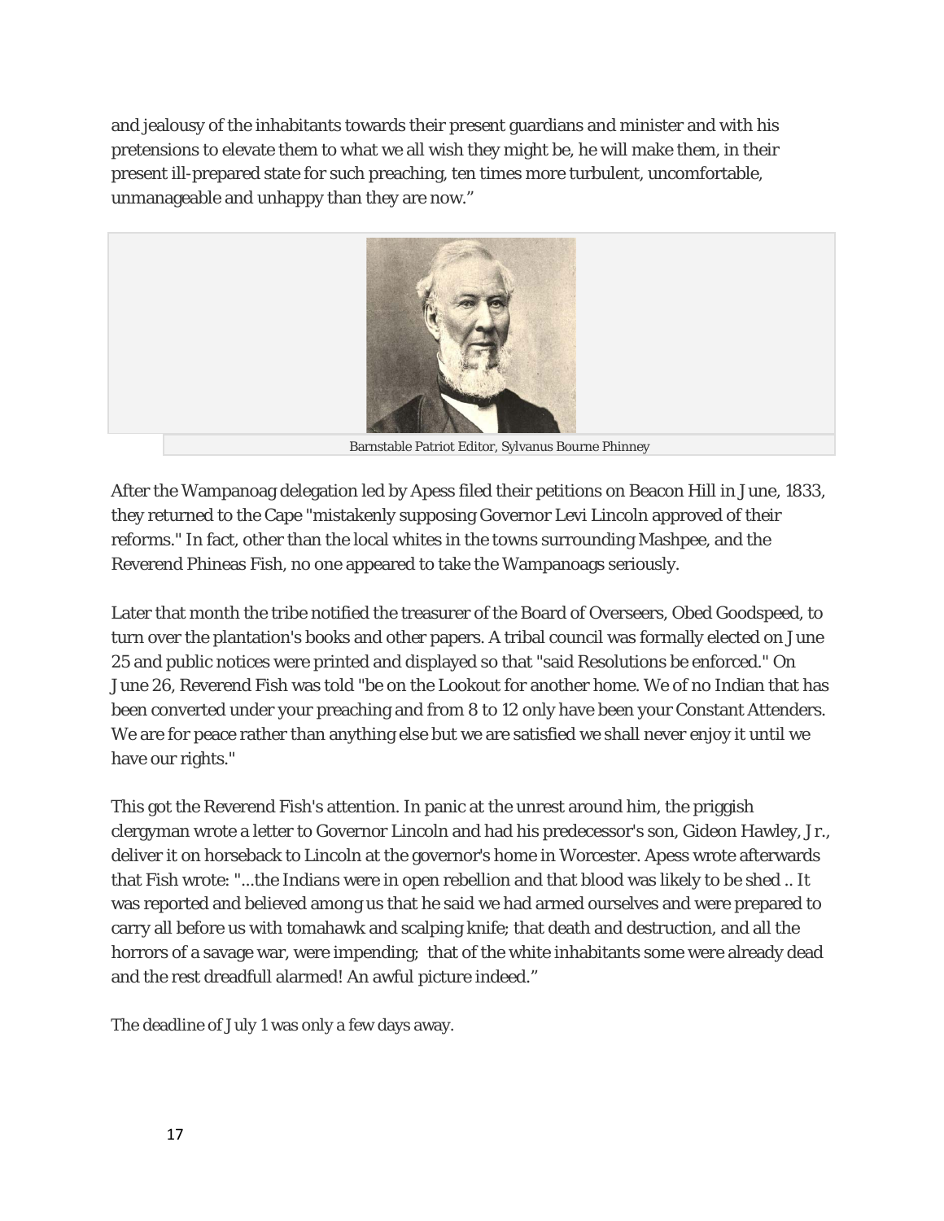and jealousy of the inhabitants towards their present guardians and minister and with his pretensions to elevate them to what we all wish they might be, he will make them, in their present ill-prepared state for such preaching, ten times more turbulent, uncomfortable, unmanageable and unhappy than they are now."

Barnstable Patriot Editor, Sylvanus Bourne Phinney

After the Wampanoag delegation led by Apess filed their petitions on Beacon Hill in June, 1833, they returned to the Cape "mistakenly supposing Governor Levi Lincoln approved of their reforms." In fact, other than the local whites in the towns surrounding Mashpee, and the Reverend Phineas Fish, no one appeared to take the Wampanoags seriously.

Later that month the tribe notified the treasurer of the Board of Overseers, Obed Goodspeed, to turn over the plantation's books and other papers. A tribal council was formally elected on June 25 and public notices were printed and displayed so that "said Resolutions be enforced." On June 26, Reverend Fish was told "be on the Lookout for another home. We of no Indian that has been converted under your preaching and from 8 to 12 only have been your Constant Attenders. We are for peace rather than anything else but we are satisfied we shall never enjoy it until we have our rights."

This got the Reverend Fish's attention. In panic at the unrest around him, the priggish clergyman wrote a letter to Governor Lincoln and had his predecessor's son, Gideon Hawley, Jr., deliver it on horseback to Lincoln at the governor's home in Worcester. Apess wrote afterwards that Fish wrote: "...the Indians were in open rebellion and that blood was likely to be shed .. It was reported and believed among us that he said we had armed ourselves and were prepared to carry all before us with tomahawk and scalping knife; that death and destruction, and all the horrors of a savage war, were impending; that of the white inhabitants some were already dead and the rest dreadfull alarmed! An awful picture indeed."

The deadline of July 1 was only a few days away.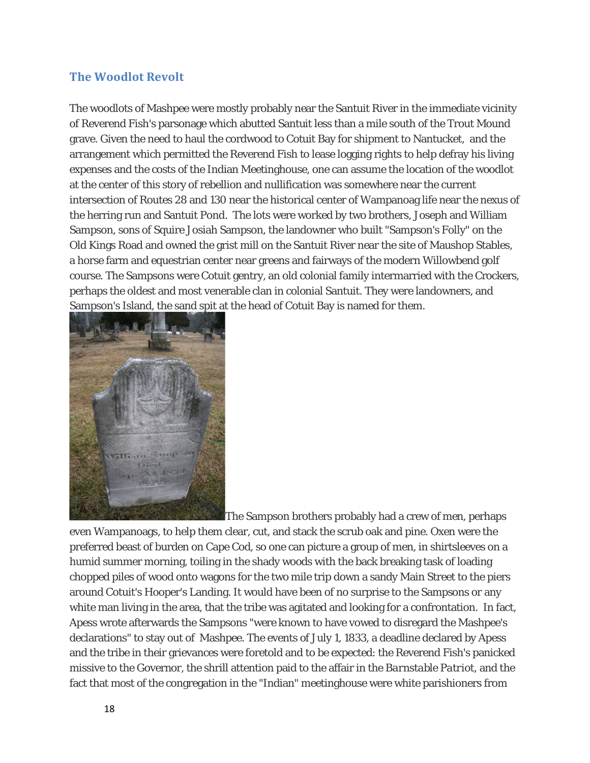## The Woodlot Revolt

The woodlots of Mashpee were mostly probably near the Santuit River in the immediate vicinity of Reverend Fish's parsonage which abutted Santuit less than a mile south of the Trout Mound grave. Given the need to haul the cordwood to Cotuit Bay for shipment to Nantucket, and the arrangement which permitted the Reverend Fish to lease logging rights to help defray his living expenses and the costs of the Indian Meetinghouse, one can assume the location of the woodlot at the center of this story of rebellion and nullification was somewhere near the current intersection of Routes 28 and 130 near the historical center of Wampanoag life near the nexus of the herring run and Santuit Pond. The lots were worked by two brothers, Joseph and William Sampson, sons of Squire Josiah Sampson, the landowner who built "Sampson's Folly" on the Old Kings Road and owned the grist mill on the Santuit River near the site of Maushop Stables, a horse farm and equestrian center near greens and fairways of the modern Willowbend golf course. The Sampsons were Cotuit gentry, an old colonial family intermarried with the Crockers, perhaps the oldest and most venerable clan in colonial Santuit. They were landowners, and Sampson's Island, the sand spit at the head of Cotuit Bay is named for them.

The Sampson brothers probably had a crew of men, perhaps even Wampanoags, to help them clear, cut, and stack the scrub oak and pine. Oxen were the preferred beast of burden on Cape Cod, so one can picture a group of men, in shirtsleeves on a humid summer morning, toiling in the shady woods with the back breaking task of loading chopped piles of wood onto wagons for the two mile trip down a sandy Main Street to the piers around Cotuit's Hooper's Landing. It would have been of no surprise to the Sampsons or any white man living in the area, that the tribe was agitated and looking for a confrontation. In fact, Apess wrote afterwards the Sampsons "were known to have vowed to disregard the Mashpee's declarations" to stay out of Mashpee. The events of July 1, 1833, a deadline declared by Apess and the tribe in their grievances were foretold and to be expected: the Reverend Fish's panicked missive to the Governor, the shrill attention paid to the affair in the *Barnstable Patriot*, and the fact that most of the congregation in the "Indian" meetinghouse were white parishioners from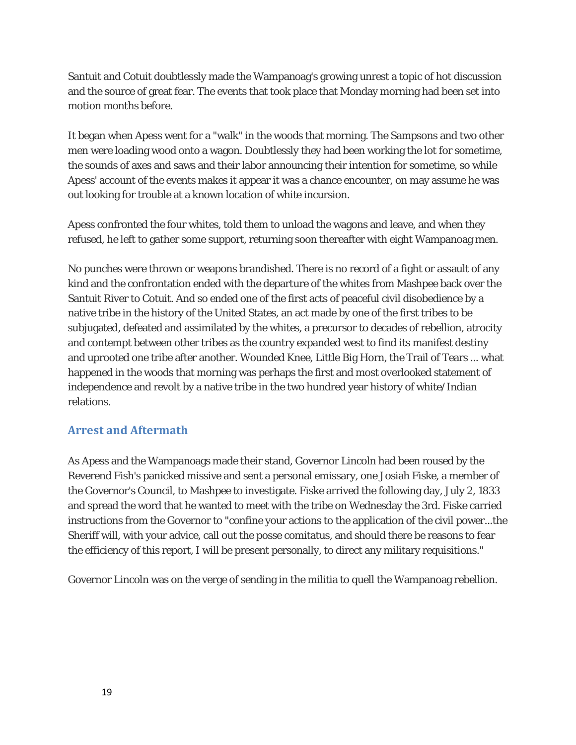Santuit and Cotuit doubtlessly made the Wampanoag's growing unrest a topic of hot discussion and the source of great fear. The events that took place that Monday morning had been set into motion months before.

It began when Apess went for a "walk" in the woods that morning. The Sampsons and two other men were loading wood onto a wagon. Doubtlessly they had been working the lot for sometime, the sounds of axes and saws and their labor announcing their intention for sometime, so while Apess' account of the events makes it appear it was a chance encounter, on may assume he was out looking for trouble at a known location of white incursion.

Apess confronted the four whites, told them to unload the wagons and leave, and when they refused, he left to gather some support, returning soon thereafter with eight Wampanoag men.

No punches were thrown or weapons brandished. There is no record of a fight or assault of any kind and the confrontation ended with the departure of the whites from Mashpee back over the Santuit River to Cotuit. And so ended one of the first acts of peaceful civil disobedience by a native tribe in the history of the United States, an act made by one of the first tribes to be subjugated, defeated and assimilated by the whites, a precursor to decades of rebellion, atrocity and contempt between other tribes as the country expanded west to find its manifest destiny and uprooted one tribe after another. Wounded Knee, Little Big Horn, the Trail of Tears ... what happened in the woods that morning was perhaps the first and most overlooked statement of independence and revolt by a native tribe in the two hundred year history of white/Indian relations.

## Arrest and Aftermath

As Apess and the Wampanoags made their stand, Governor Lincoln had been roused by the Reverend Fish's panicked missive and sent a personal emissary, one Josiah Fiske, a member of the Governor's Council, to Mashpee to investigate. Fiske arrived the following day, July 2, 1833 and spread the word that he wanted to meet with the tribe on Wednesday the 3rd. Fiske carried instructions from the Governor to "confine your actions to the application of the civil power...the Sheriff will, with your advice, call out the posse comitatus, and should there be reasons to fear the efficiency of this report, I will be present personally, to direct any military requisitions."

Governor Lincoln was on the verge of sending in the militia to quell the Wampanoag rebellion.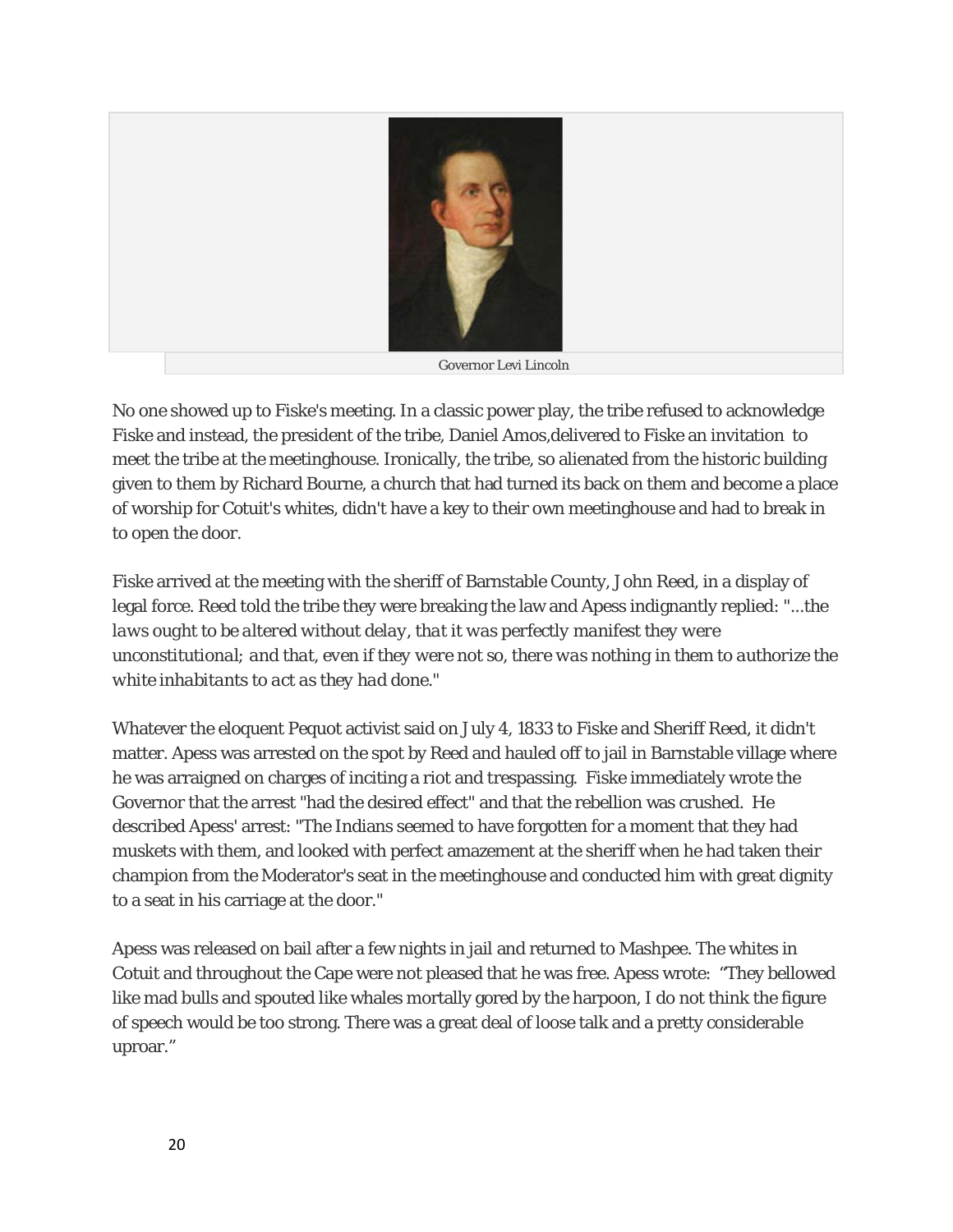Governor Levi Lincoln

No one showed up to Fiske's meeting. In a classic power play, the tribe refused to acknowledge Fiske and instead, the president of the tribe, Daniel Amos,delivered to Fiske an invitation to meet the tribe at the meetinghouse. Ironically, the tribe, so alienated from the historic building given to them by Richard Bourne, a church that had turned its back on them and become a place of worship for Cotuit's whites, didn't have a key to their own meetinghouse and had to break in to open the door.

Fiske arrived at the meeting with the sheriff of Barnstable County, John Reed, in a display of legal force. Reed told the tribe they were breaking the law and Apess indignantly replied: "*...the laws ought to be altered without delay, that it was perfectly manifest they were unconstitutional; and that, even if they were not so, there was nothing in them to authorize the white inhabitants to act as they had done.*"

Whatever the eloquent Pequot activist said on July 4, 1833 to Fiske and Sheriff Reed, it didn't matter. Apess was arrested on the spot by Reed and hauled off to jail in Barnstable village where he was arraigned on charges of inciting a riot and trespassing. Fiske immediately wrote the Governor that the arrest "had the desired effect" and that the rebellion was crushed. He described Apess' arrest: "The Indians seemed to have forgotten for a moment that they had muskets with them, and looked with perfect amazement at the sheriff when he had taken their champion from the Moderator's seat in the meetinghouse and conducted him with great dignity to a seat in his carriage at the door."

Apess was released on bail after a few nights in jail and returned to Mashpee. The whites in Cotuit and throughout the Cape were not pleased that he was free. Apess wrote: "They bellowed like mad bulls and spouted like whales mortally gored by the harpoon, I do not think the figure of speech would be too strong. There was a great deal of loose talk and a pretty considerable uproar."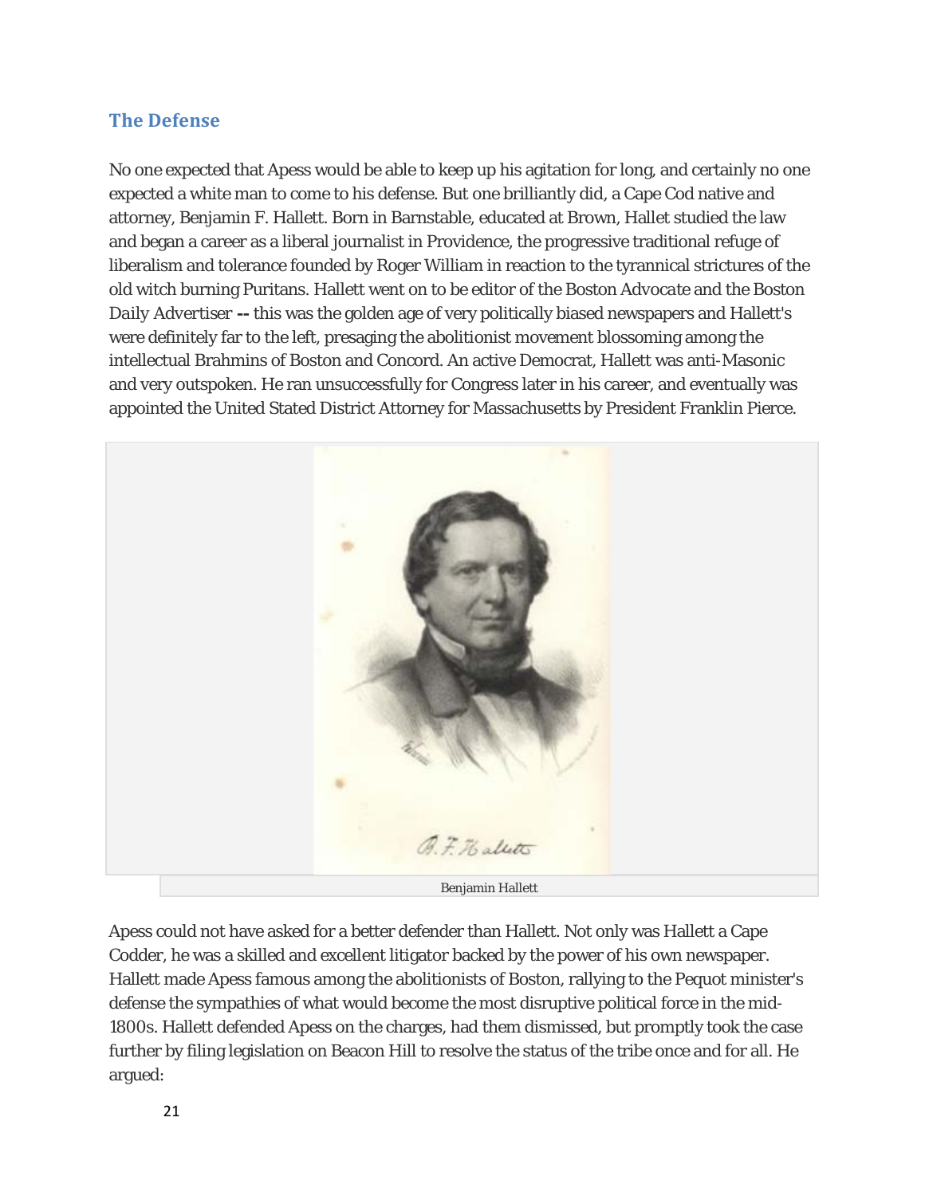## The Defense

No one expected that Apess would be able to keep up his agitation for long, and certainly no one expected a white man to come to his defense. But one brilliantly did, a Cape Cod native and attorney, Benjamin F. Hallett. Born in Barnstable, educated at Brown, Hallet studied the law and began a career as a liberal journalist in Providence, the progressive traditional refuge of liberalism and tolerance founded by Roger William in reaction to the tyrannical strictures of the old witch burning Puritans. Hallett went on to be editor of the Boston Advocate and the Boston Daily Advertiser **--** this was the golden age of very politically biased newspapers and Hallett's were definitely far to the left, presaging the abolitionist movement blossoming among the intellectual Brahmins of Boston and Concord. An active Democrat, Hallett was anti-Masonic and very outspoken. He ran unsuccessfully for Congress later in his career, and eventually was appointed the United Stated District Attorney for Massachusetts by President Franklin Pierce.

Benjamin Hallett

Apess could not have asked for a better defender than Hallett. Not only was Hallett a Cape Codder, he was a skilled and excellent litigator backed by the power of his own newspaper. Hallett made Apess famous among the abolitionists of Boston, rallying to the Pequot minister's defense the sympathies of what would become the most disruptive political force in the mid-1800s. Hallett defended Apess on the charges, had them dismissed, but promptly took the case further by filing legislation on Beacon Hill to resolve the status of the tribe once and for all. He argued: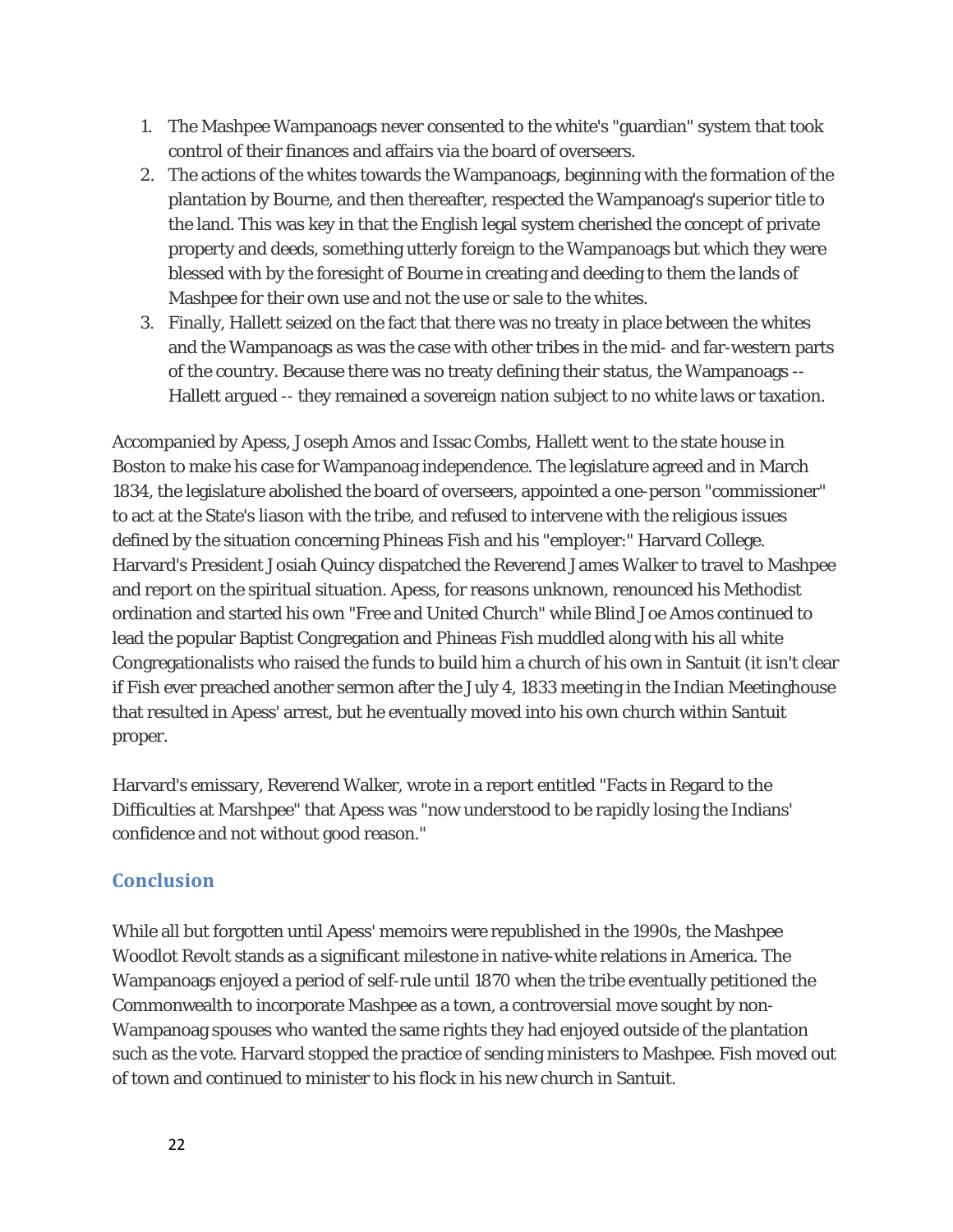1. The Mashpee Wampanoags never consented to the white's "guardian" system that took control of their finances and affairs via the board of overseers.
2. The actions of the whites towards the Wampanoags, beginning with the formation of the plantation by Bourne, and then thereafter, respected the Wampanoag's superior title to the land. This was key in that the English legal system cherished the concept of private property and deeds, something utterly foreign to the Wampanoags but which they were blessed with by the foresight of Bourne in creating and deeding to them the lands of Mashpee for their own use and not the use or sale to the whites.
3. Finally, Hallett seized on the fact that there was no treaty in place between the whites and the Wampanoags as was the case with other tribes in the mid- and far-western parts of the country. Because there was no treaty defining their status, the Wampanoags -- Hallett argued -- they remained a sovereign nation subject to no white laws or taxation.

Accompanied by Apess, Joseph Amos and Issac Combs, Hallett went to the state house in Boston to make his case for Wampanoag independence. The legislature agreed and in March 1834, the legislature abolished the board of overseers, appointed a one-person "commissioner" to act at the State's liason with the tribe, and refused to intervene with the religious issues defined by the situation concerning Phineas Fish and his "employer:" Harvard College. Harvard's President Josiah Quincy dispatched the Reverend James Walker to travel to Mashpee and report on the spiritual situation. Apess, for reasons unknown, renounced his Methodist ordination and started his own "Free and United Church" while Blind Joe Amos continued to lead the popular Baptist Congregation and Phineas Fish muddled along with his all white Congregationalists who raised the funds to build him a church of his own in Santuit (it isn't clear if Fish ever preached another sermon after the July 4, 1833 meeting in the Indian Meetinghouse that resulted in Apess' arrest, but he eventually moved into his own church within Santuit proper.

Harvard's emissary, Reverend Walker, wrote in a report entitled "Facts in Regard to the Difficulties at Marshpee" that Apess was "now understood to be rapidly losing the Indians' confidence and not without good reason."

## Conclusion

While all but forgotten until Apess' memoirs were republished in the 1990s, the Mashpee Woodlot Revolt stands as a significant milestone in native-white relations in America. The Wampanoags enjoyed a period of self-rule until 1870 when the tribe eventually petitioned the Commonwealth to incorporate Mashpee as a town, a controversial move sought by non-Wampanoag spouses who wanted the same rights they had enjoyed outside of the plantation such as the vote. Harvard stopped the practice of sending ministers to Mashpee. Fish moved out of town and continued to minister to his flock in his new church in Santuit.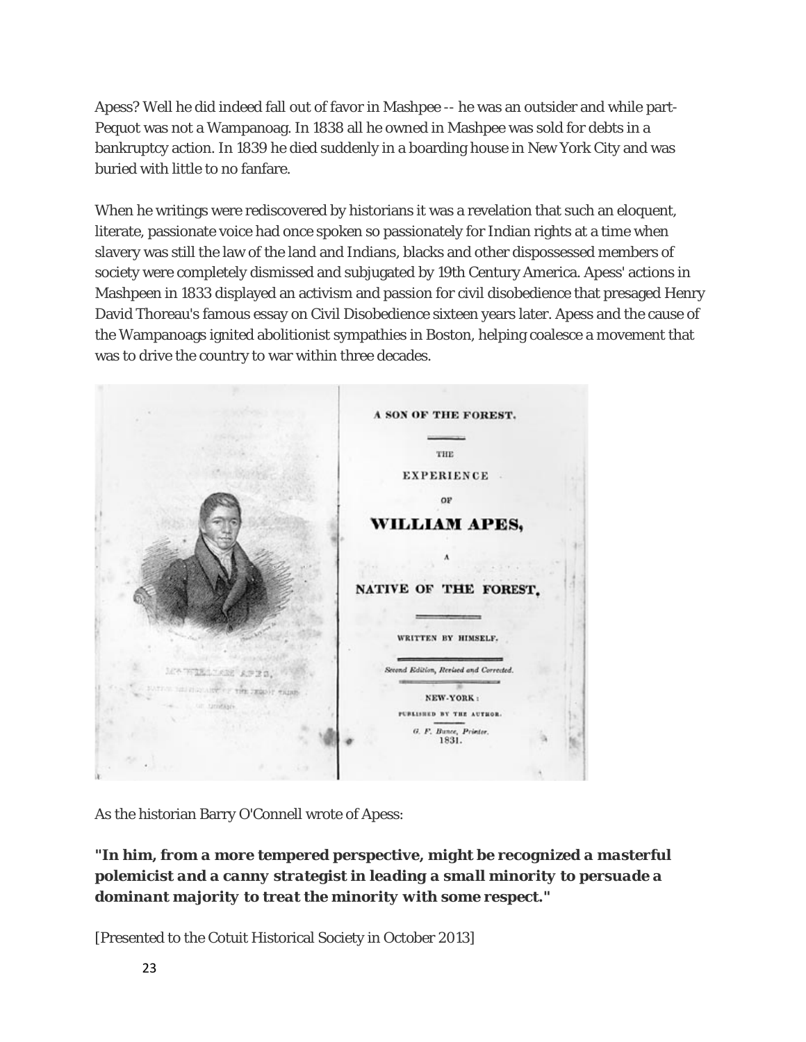Apess? Well he did indeed fall out of favor in Mashpee -- he was an outsider and while part-Pequot was not a Wampanoag. In 1838 all he owned in Mashpee was sold for debts in a bankruptcy action. In 1839 he died suddenly in a boarding house in New York City and was buried with little to no fanfare.

When he writings were rediscovered by historians it was a revelation that such an eloquent, literate, passionate voice had once spoken so passionately for Indian rights at a time when slavery was still the law of the land and Indians, blacks and other dispossessed members of society were completely dismissed and subjugated by 19th Century America. Apess' actions in Mashpeen in 1833 displayed an activism and passion for civil disobedience that presaged Henry David Thoreau's famous essay on Civil Disobedience sixteen years later. Apess and the cause of the Wampanoags ignited abolitionist sympathies in Boston, helping coalesce a movement that was to drive the country to war within three decades.

As the historian Barry O'Connell wrote of Apess:

***"In him, from a more tempered perspective, might be recognized a masterful polemicist and a canny strategist in leading a small minority to persuade a dominant majority to treat the minority with some respect."***

[Presented to the Cotuit Historical Society in October 2013]